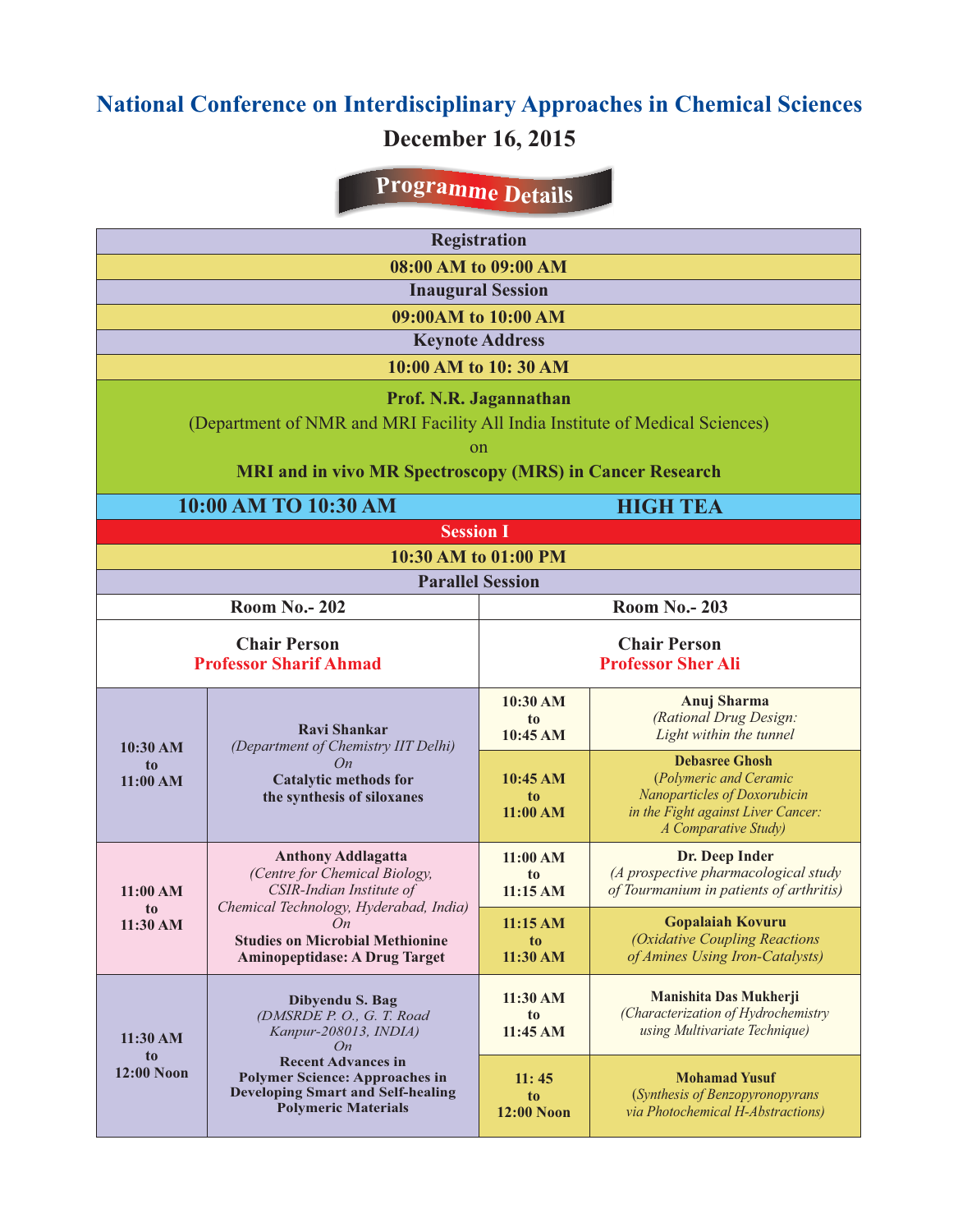# National Conference on Interdisciplinary Approaches in Chemical Sciences

## December 16, 2015

## Programme Details

**Registration**

**08:00 AM to 09:00 AM**

**Inaugural Session**

**09:00AM to 10:00 AM**

**Keynote Address**

**10:00 AM to 10: 30 AM**

**Prof. N.R. Jagannathan**
(Department of NMR and MRI Facility All India Institute of Medical Sciences)
on
**MRI and in vivo MR Spectroscopy (MRS) in Cancer Research**

**10:00 AM TO 10:30 AM** — **HIGH TEA**

**Session I**

**10:30 AM to 01:00 PM**

**Parallel Session**

| Room No.- 202 | | Room No.- 203 | |
|---|---|---|---|
| **Chair Person** Professor Sharif Ahmad | | **Chair Person** Professor Sher Ali | |
| **10:30 AM to 11:00 AM** | **Ravi Shankar** *(Department of Chemistry IIT Delhi)* *On* **Catalytic methods for the synthesis of siloxanes** | **10:30 AM to 10:45 AM** | **Anuj Sharma** *(Rational Drug Design: Light within the tunnel* |
| | | **10:45 AM to 11:00 AM** | **Debasree Ghosh** *(Polymeric and Ceramic Nanoparticles of Doxorubicin in the Fight against Liver Cancer: A Comparative Study)* |
| **11:00 AM to 11:30 AM** | **Anthony Addlagatta** *(Centre for Chemical Biology, CSIR-Indian Institute of Chemical Technology, Hyderabad, India)* *On* **Studies on Microbial Methionine Aminopeptidase: A Drug Target** | **11:00 AM to 11:15 AM** | **Dr. Deep Inder** *(A prospective pharmacological study of Tourmanium in patients of arthritis)* |
| | | **11:15 AM to 11:30 AM** | **Gopalaiah Kovuru** *(Oxidative Coupling Reactions of Amines Using Iron-Catalysts)* |
| **11:30 AM to 12:00 Noon** | **Dibyendu S. Bag** *(DMSRDE P. O., G. T. Road Kanpur-208013, INDIA)* *On* **Recent Advances in Polymer Science: Approaches in Developing Smart and Self-healing Polymeric Materials** | **11:30 AM to 11:45 AM** | **Manishita Das Mukherji** *(Characterization of Hydrochemistry using Multivariate Technique)* |
| | | **11: 45 to 12:00 Noon** | **Mohamad Yusuf** *(Synthesis of Benzopyronopyrans via Photochemical H-Abstractions)* |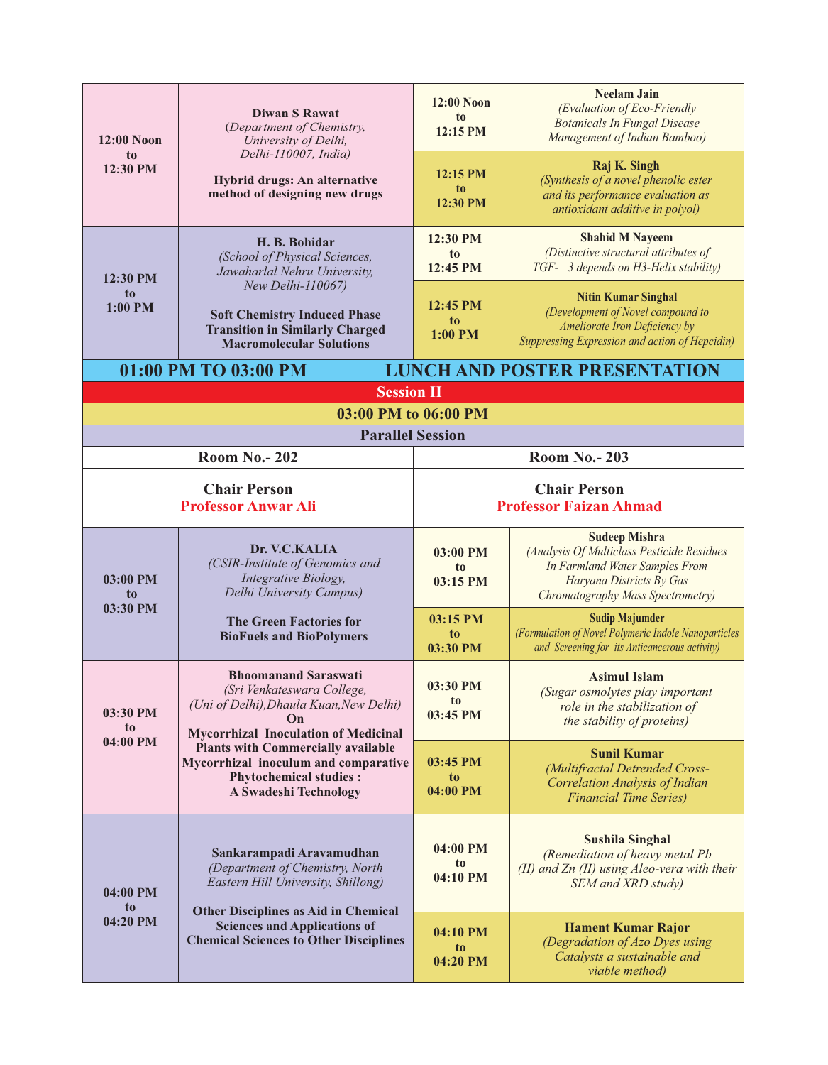| Time | Room No.- 202 | Time | Room No.- 203 |
|---|---|---|---|
| 12:00 Noon to 12:30 PM | **Diwan S Rawat** (*Department of Chemistry, University of Delhi, Delhi-110007, India*) **Hybrid drugs: An alternative method of designing new drugs** | 12:00 Noon to 12:15 PM | **Neelam Jain** (*Evaluation of Eco-Friendly Botanicals In Fungal Disease Management of Indian Bamboo*) |
| | | 12:15 PM to 12:30 PM | **Raj K. Singh** (*Synthesis of a novel phenolic ester and its performance evaluation as antioxidant additive in polyol*) |
| 12:30 PM to 1:00 PM | **H. B. Bohidar** (*School of Physical Sciences, Jawaharlal Nehru University, New Delhi-110067*) **Soft Chemistry Induced Phase Transition in Similarly Charged Macromolecular Solutions** | 12:30 PM to 12:45 PM | **Shahid M Nayeem** (*Distinctive structural attributes of TGF- 3 depends on H3-Helix stability*) |
| | | 12:45 PM to 1:00 PM | **Nitin Kumar Singhal** (*Development of Novel compound to Ameliorate Iron Deficiency by Suppressing Expression and action of Hepcidin*) |

## 01:00 PM TO 03:00 PM LUNCH AND POSTER PRESENTATION

## Session II

### 03:00 PM to 06:00 PM

### Parallel Session

| Room No.- 202 | | Room No.- 203 | |
|---|---|---|---|
| **Chair Person** **Professor Anwar Ali** | | **Chair Person** **Professor Faizan Ahmad** | |
| 03:00 PM to 03:30 PM | **Dr. V.C.KALIA** (*CSIR-Institute of Genomics and Integrative Biology, Delhi University Campus*) **The Green Factories for BioFuels and BioPolymers** | 03:00 PM to 03:15 PM | **Sudeep Mishra** (*Analysis Of Multiclass Pesticide Residues In Farmland Water Samples From Haryana Districts By Gas Chromatography Mass Spectrometry*) |
| | | 03:15 PM to 03:30 PM | **Sudip Majumder** (*Formulation of Novel Polymeric Indole Nanoparticles and Screening for its Anticancerous activity*) |
| 03:30 PM to 04:00 PM | **Bhoomanand Saraswati** (*Sri Venkateswara College, (Uni of Delhi),Dhaula Kuan,New Delhi)* **On Mycorrhizal Inoculation of Medicinal Plants with Commercially available Mycorrhizal inoculum and comparative Phytochemical studies : A Swadeshi Technology** | 03:30 PM to 03:45 PM | **Asimul Islam** (*Sugar osmolytes play important role in the stabilization of the stability of proteins*) |
| | | 03:45 PM to 04:00 PM | **Sunil Kumar** (*Multifractal Detrended Cross-Correlation Analysis of Indian Financial Time Series*) |
| 04:00 PM to 04:20 PM | **Sankarampadi Aravamudhan** (*Department of Chemistry, North Eastern Hill University, Shillong*) **Other Disciplines as Aid in Chemical Sciences and Applications of Chemical Sciences to Other Disciplines** | 04:00 PM to 04:10 PM | **Sushila Singhal** (*Remediation of heavy metal Pb (II) and Zn (II) using Aleo-vera with their SEM and XRD study*) |
| | | 04:10 PM to 04:20 PM | **Hament Kumar Rajor** (*Degradation of Azo Dyes using Catalysts a sustainable and viable method*) |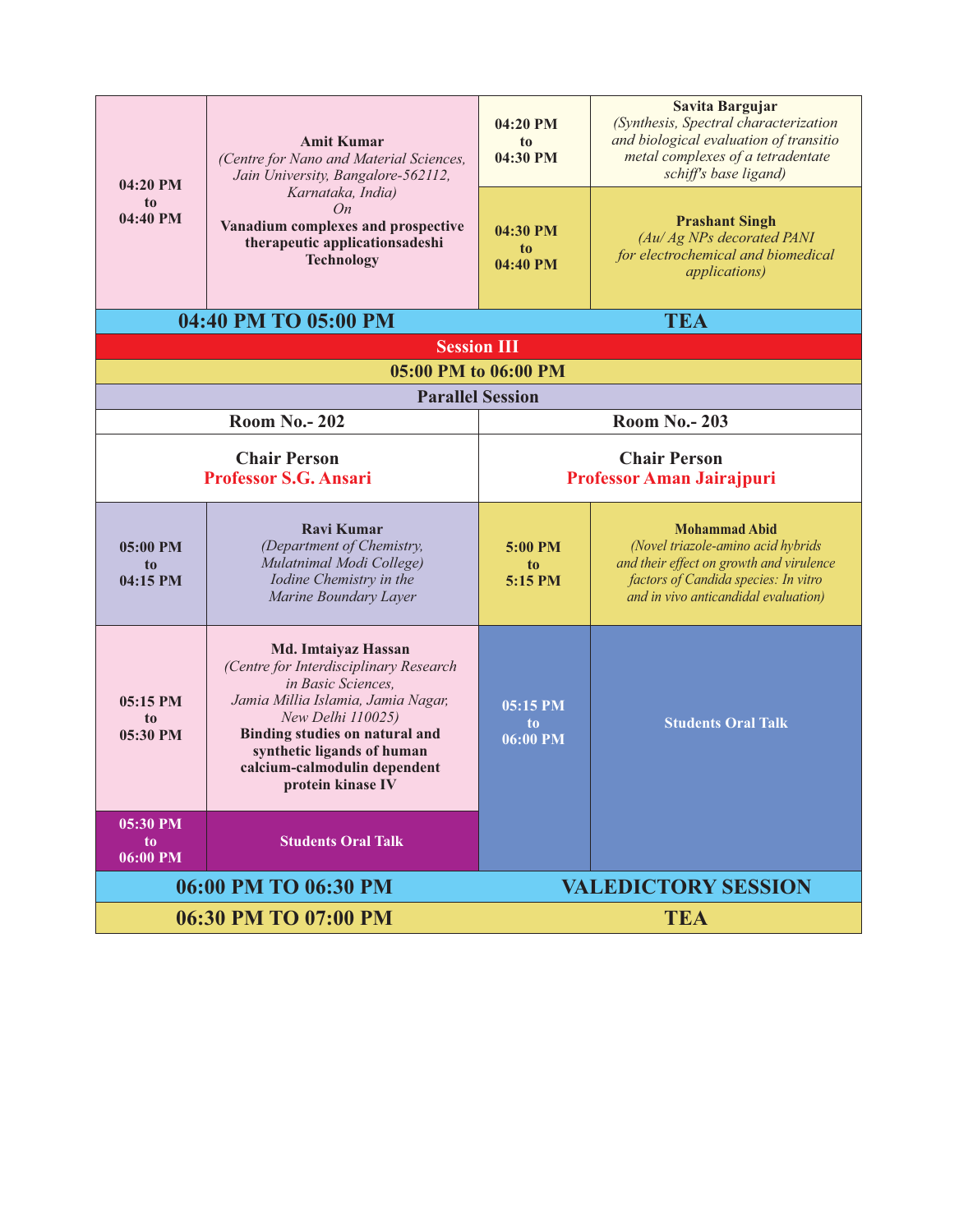| | | | |
|---|---|---|---|
| 04:20 PM to 04:40 PM | **Amit Kumar** *(Centre for Nano and Material Sciences, Jain University, Bangalore-562112, Karnataka, India)* *On* **Vanadium complexes and prospective therapeutic applicationsadeshi Technology** | 04:20 PM to 04:30 PM | **Savita Bargujar** *(Synthesis, Spectral characterization and biological evaluation of transitio metal complexes of a tetradentate schiff's base ligand)* |
| | | 04:30 PM to 04:40 PM | **Prashant Singh** *(Au/ Ag NPs decorated PANI for electrochemical and biomedical applications)* |
| **04:40 PM TO 05:00 PM** | | **TEA** | |
| **Session III** | | | |
| **05:00 PM to 06:00 PM** | | | |
| **Parallel Session** | | | |
| **Room No.- 202** | | **Room No.- 203** | |
| **Chair Person** **Professor S.G. Ansari** | | **Chair Person** **Professor Aman Jairajpuri** | |
| 05:00 PM to 04:15 PM | **Ravi Kumar** *(Department of Chemistry, Mulatnimal Modi College) Iodine Chemistry in the Marine Boundary Layer* | 5:00 PM to 5:15 PM | **Mohammad Abid** *(Novel triazole-amino acid hybrids and their effect on growth and virulence factors of Candida species: In vitro and in vivo anticandidal evaluation)* |
| 05:15 PM to 05:30 PM | **Md. Imtaiyaz Hassan** *(Centre for Interdisciplinary Research in Basic Sciences, Jamia Millia Islamia, Jamia Nagar, New Delhi 110025)* **Binding studies on natural and synthetic ligands of human calcium-calmodulin dependent protein kinase IV** | 05:15 PM to 06:00 PM | **Students Oral Talk** |
| 05:30 PM to 06:00 PM | **Students Oral Talk** | | |
| **06:00 PM TO 06:30 PM** | | **VALEDICTORY SESSION** | |
| **06:30 PM TO 07:00 PM** | | **TEA** | |